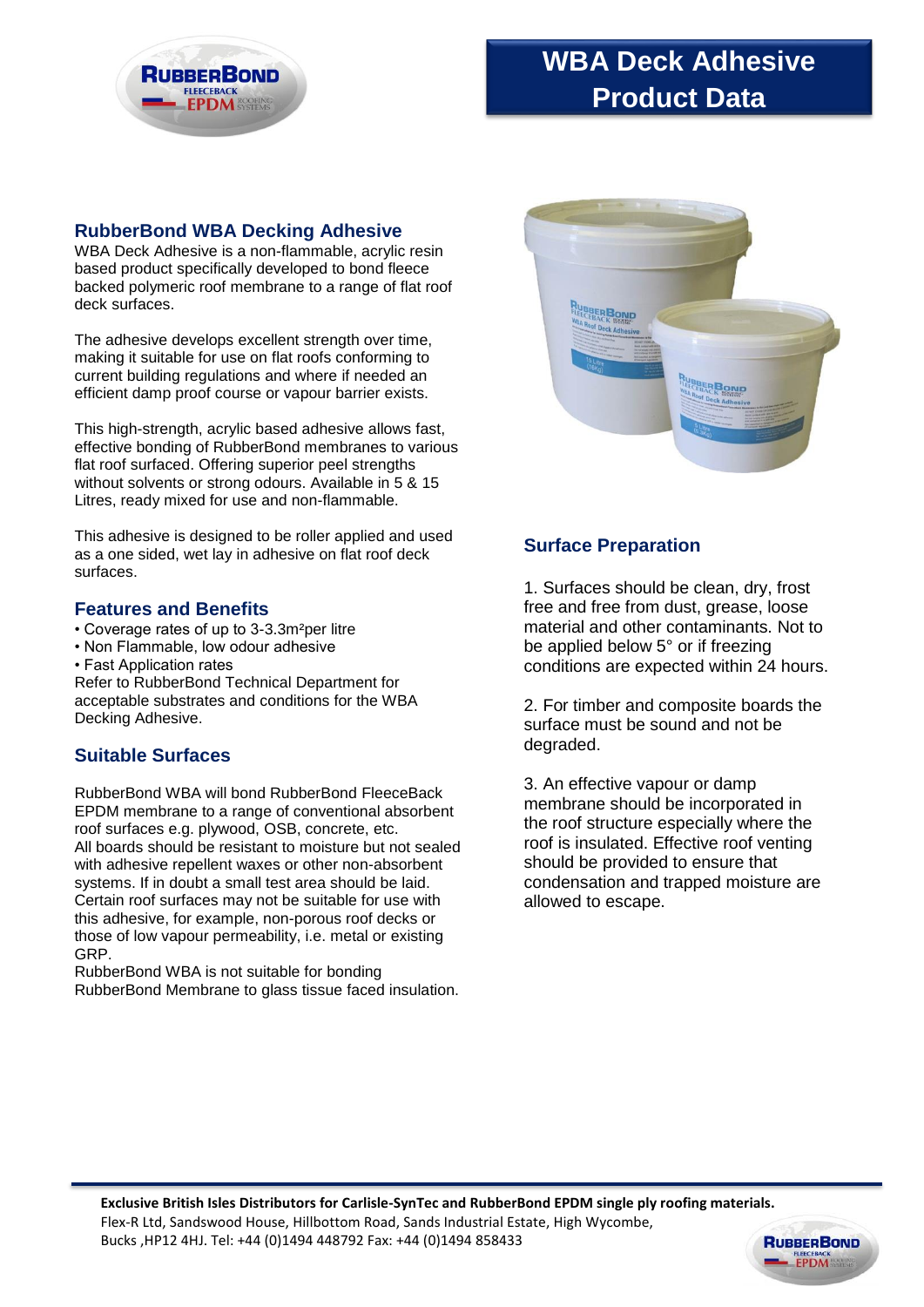# WBA Deck Adhesive Product Data

## RubberBond WBA Decking Adhesive

WBA Deck Adhesive is a non-flammable, acrylic resin based product specifically developed to bond fleece backed polymeric roof membrane to a range of flat roof deck surfaces.

The adhesive develops excellent strength over time, making it suitable for use on flat roofs conforming to current building regulations and where if needed an efficient damp proof course or vapour barrier exists.

This high-strength, acrylic based adhesive allows fast, effective bonding of RubberBond membranes to various flat roof surfaced. Offering superior peel strengths without solvents or strong odours. Available in 5 & 15 Litres, ready mixed for use and non-flammable.

This adhesive is designed to be roller applied and used as a one sided, wet lay in adhesive on flat roof deck surfaces.

## Features and Benefits

- Coverage rates of up to 3-3.3m$^2$per litre
- Non Flammable, low odour adhesive
- Fast Application rates

Refer to RubberBond Technical Department for acceptable substrates and conditions for the WBA Decking Adhesive.

## Suitable Surfaces

RubberBond WBA will bond RubberBond FleeceBack EPDM membrane to a range of conventional absorbent roof surfaces e.g. plywood, OSB, concrete, etc.
All boards should be resistant to moisture but not sealed with adhesive repellent waxes or other non-absorbent systems. If in doubt a small test area should be laid. Certain roof surfaces may not be suitable for use with this adhesive, for example, non-porous roof decks or those of low vapour permeability, i.e. metal or existing GRP.
RubberBond WBA is not suitable for bonding RubberBond Membrane to glass tissue faced insulation.

## Surface Preparation

1. Surfaces should be clean, dry, frost free and free from dust, grease, loose material and other contaminants. Not to be applied below 5° or if freezing conditions are expected within 24 hours.

2. For timber and composite boards the surface must be sound and not be degraded.

3. An effective vapour or damp membrane should be incorporated in the roof structure especially where the roof is insulated. Effective roof venting should be provided to ensure that condensation and trapped moisture are allowed to escape.

**Exclusive British Isles Distributors for Carlisle-SynTec and RubberBond EPDM single ply roofing materials.**
Flex-R Ltd, Sandswood House, Hillbottom Road, Sands Industrial Estate, High Wycombe, Bucks ,HP12 4HJ. Tel: +44 (0)1494 448792 Fax: +44 (0)1494 858433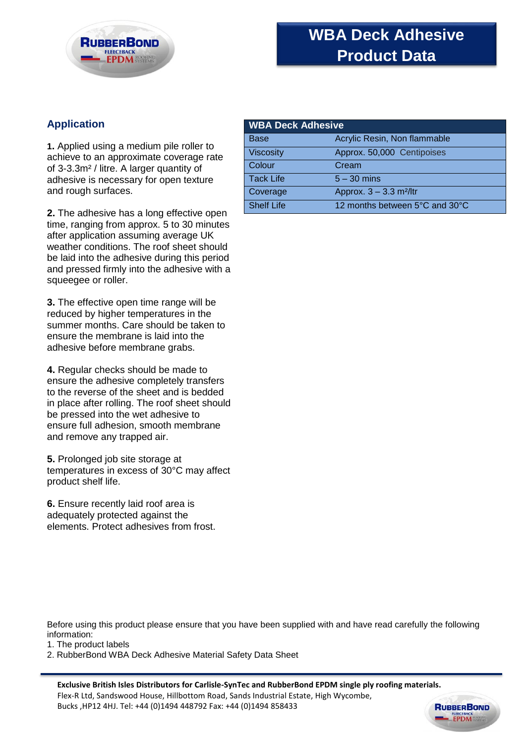# WBA Deck Adhesive Product Data

## Application

**1.** Applied using a medium pile roller to achieve to an approximate coverage rate of 3-3.3m² / litre. A larger quantity of adhesive is necessary for open texture and rough surfaces.

**2.** The adhesive has a long effective open time, ranging from approx. 5 to 30 minutes after application assuming average UK weather conditions. The roof sheet should be laid into the adhesive during this period and pressed firmly into the adhesive with a squeegee or roller.

**3.** The effective open time range will be reduced by higher temperatures in the summer months. Care should be taken to ensure the membrane is laid into the adhesive before membrane grabs.

**4.** Regular checks should be made to ensure the adhesive completely transfers to the reverse of the sheet and is bedded in place after rolling. The roof sheet should be pressed into the wet adhesive to ensure full adhesion, smooth membrane and remove any trapped air.

**5.** Prolonged job site storage at temperatures in excess of 30°C may affect product shelf life.

**6.** Ensure recently laid roof area is adequately protected against the elements. Protect adhesives from frost.

| WBA Deck Adhesive | |
|---|---|
| Base | Acrylic Resin, Non flammable |
| Viscosity | Approx. 50,000 Centipoises |
| Colour | Cream |
| Tack Life | 5 – 30 mins |
| Coverage | Approx. 3 – 3.3 m²/ltr |
| Shelf Life | 12 months between 5°C and 30°C |

Before using this product please ensure that you have been supplied with and have read carefully the following information:

1. The product labels
2. RubberBond WBA Deck Adhesive Material Safety Data Sheet

**Exclusive British Isles Distributors for Carlisle-SynTec and RubberBond EPDM single ply roofing materials.**
Flex-R Ltd, Sandswood House, Hillbottom Road, Sands Industrial Estate, High Wycombe, Bucks ,HP12 4HJ. Tel: +44 (0)1494 448792 Fax: +44 (0)1494 858433